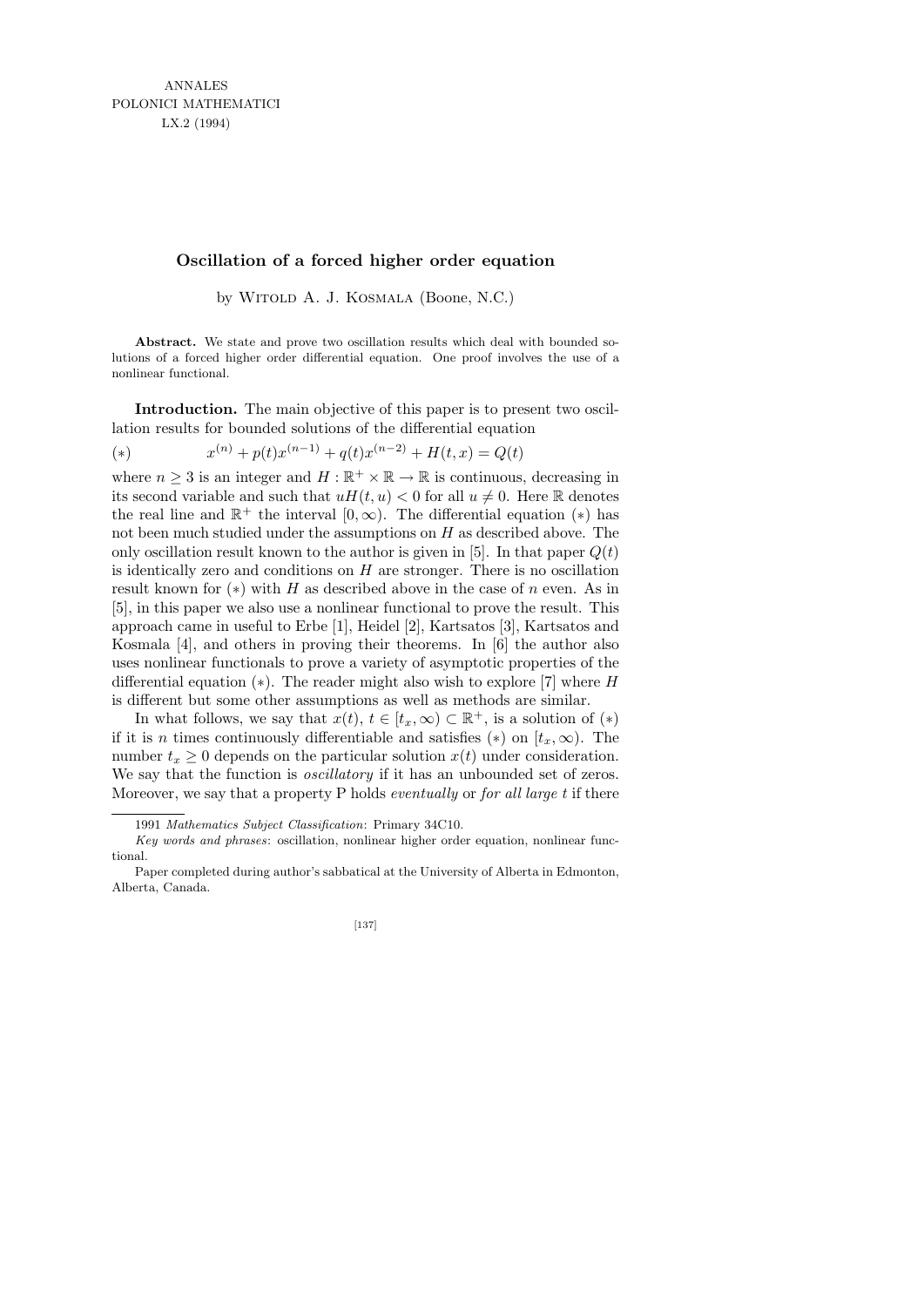ANNALES
POLONICI MATHEMATICI
LX.2 (1994)

# Oscillation of a forced higher order equation

by Witold A. J. Kosmala (Boone, N.C.)

**Abstract.** We state and prove two oscillation results which deal with bounded solutions of a forced higher order differential equation. One proof involves the use of a nonlinear functional.

**Introduction.** The main objective of this paper is to present two oscillation results for bounded solutions of the differential equation

$$(*) \qquad x^{(n)} + p(t)x^{(n-1)} + q(t)x^{(n-2)} + H(t,x) = Q(t)$$

where $n \geq 3$ is an integer and $H : \mathbb{R}^+ \times \mathbb{R} \to \mathbb{R}$ is continuous, decreasing in its second variable and such that $uH(t,u) < 0$ for all $u \neq 0$. Here $\mathbb{R}$ denotes the real line and $\mathbb{R}^+$ the interval $[0,\infty)$. The differential equation $(*)$ has not been much studied under the assumptions on $H$ as described above. The only oscillation result known to the author is given in [5]. In that paper $Q(t)$ is identically zero and conditions on $H$ are stronger. There is no oscillation result known for $(*)$ with $H$ as described above in the case of $n$ even. As in [5], in this paper we also use a nonlinear functional to prove the result. This approach came in useful to Erbe [1], Heidel [2], Kartsatos [3], Kartsatos and Kosmala [4], and others in proving their theorems. In [6] the author also uses nonlinear functionals to prove a variety of asymptotic properties of the differential equation $(*)$. The reader might also wish to explore [7] where $H$ is different but some other assumptions as well as methods are similar.

In what follows, we say that $x(t)$, $t \in [t_x,\infty) \subset \mathbb{R}^+$, is a solution of $(*)$ if it is $n$ times continuously differentiable and satisfies $(*)$ on $[t_x,\infty)$. The number $t_x \geq 0$ depends on the particular solution $x(t)$ under consideration. We say that the function is *oscillatory* if it has an unbounded set of zeros. Moreover, we say that a property P holds *eventually* or *for all large t* if there

---

1991 *Mathematics Subject Classification*: Primary 34C10.

*Key words and phrases*: oscillation, nonlinear higher order equation, nonlinear functional.

Paper completed during author's sabbatical at the University of Alberta in Edmonton, Alberta, Canada.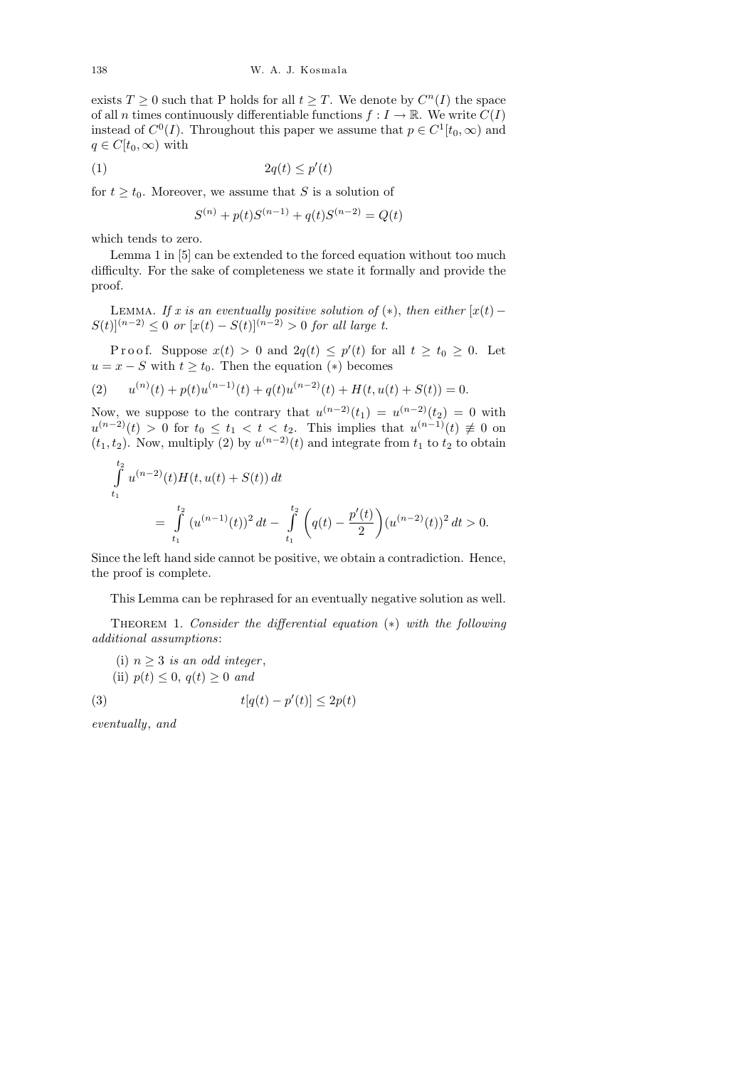exists $T \geq 0$ such that P holds for all $t \geq T$. We denote by $C^n(I)$ the space of all $n$ times continuously differentiable functions $f : I \to \mathbb{R}$. We write $C(I)$ instead of $C^0(I)$. Throughout this paper we assume that $p \in C^1[t_0, \infty)$ and $q \in C[t_0, \infty)$ with

$$2q(t) \leq p'(t) \tag{1}$$

for $t \geq t_0$. Moreover, we assume that $S$ is a solution of

$$S^{(n)} + p(t)S^{(n-1)} + q(t)S^{(n-2)} = Q(t)$$

which tends to zero.

Lemma 1 in [5] can be extended to the forced equation without too much difficulty. For the sake of completeness we state it formally and provide the proof.

LEMMA. *If $x$ is an eventually positive solution of $(*)$, then either $[x(t) - S(t)]^{(n-2)} \leq 0$ or $[x(t) - S(t)]^{(n-2)} > 0$ for all large $t$.*

Proof. Suppose $x(t) > 0$ and $2q(t) \leq p'(t)$ for all $t \geq t_0 \geq 0$. Let $u = x - S$ with $t \geq t_0$. Then the equation $(*)$ becomes

$$u^{(n)}(t) + p(t)u^{(n-1)}(t) + q(t)u^{(n-2)}(t) + H(t, u(t) + S(t)) = 0. \tag{2}$$

Now, we suppose to the contrary that $u^{(n-2)}(t_1) = u^{(n-2)}(t_2) = 0$ with $u^{(n-2)}(t) > 0$ for $t_0 \leq t_1 < t < t_2$. This implies that $u^{(n-1)}(t) \not\equiv 0$ on $(t_1, t_2)$. Now, multiply (2) by $u^{(n-2)}(t)$ and integrate from $t_1$ to $t_2$ to obtain

$$\int_{t_1}^{t_2} u^{(n-2)}(t)H(t, u(t) + S(t))\, dt$$
$$= \int_{t_1}^{t_2} (u^{(n-1)}(t))^2\, dt - \int_{t_1}^{t_2} \left(q(t) - \frac{p'(t)}{2}\right)(u^{(n-2)}(t))^2\, dt > 0.$$

Since the left hand side cannot be positive, we obtain a contradiction. Hence, the proof is complete.

This Lemma can be rephrased for an eventually negative solution as well.

THEOREM 1. *Consider the differential equation $(*)$ with the following additional assumptions*:

(i) *$n \geq 3$ is an odd integer*,

(ii) *$p(t) \leq 0$, $q(t) \geq 0$ and*

$$t[q(t) - p'(t)] \leq 2p(t) \tag{3}$$

*eventually*, *and*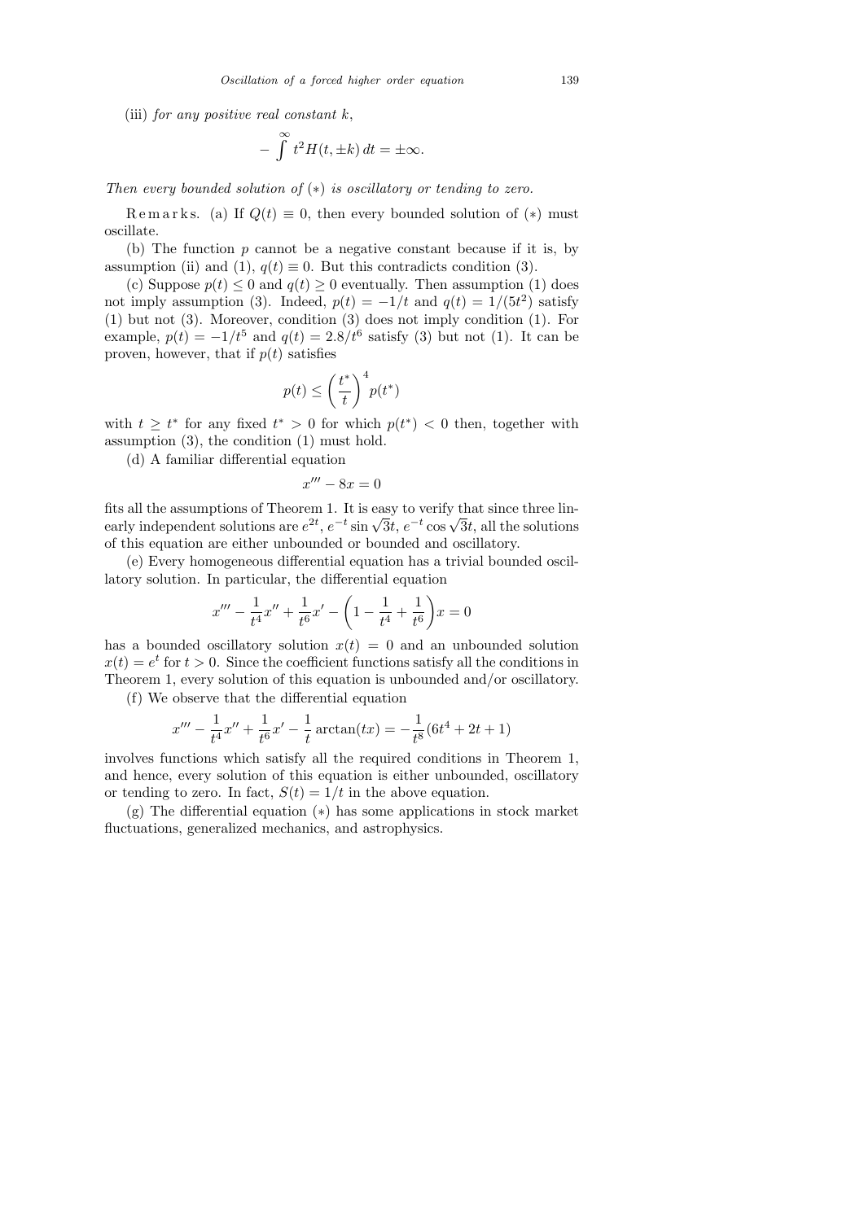(iii) *for any positive real constant* $k$,

$$-\int^{\infty} t^2 H(t, \pm k)\, dt = \pm\infty.$$

*Then every bounded solution of* $(*)$ *is oscillatory or tending to zero.*

Remarks. (a) If $Q(t) \equiv 0$, then every bounded solution of $(*)$ must oscillate.

(b) The function $p$ cannot be a negative constant because if it is, by assumption (ii) and (1), $q(t) \equiv 0$. But this contradicts condition (3).

(c) Suppose $p(t) \le 0$ and $q(t) \ge 0$ eventually. Then assumption (1) does not imply assumption (3). Indeed, $p(t) = -1/t$ and $q(t) = 1/(5t^2)$ satisfy (1) but not (3). Moreover, condition (3) does not imply condition (1). For example, $p(t) = -1/t^5$ and $q(t) = 2.8/t^6$ satisfy (3) but not (1). It can be proven, however, that if $p(t)$ satisfies

$$p(t) \le \left(\frac{t^*}{t}\right)^4 p(t^*)$$

with $t \ge t^*$ for any fixed $t^* > 0$ for which $p(t^*) < 0$ then, together with assumption (3), the condition (1) must hold.

(d) A familiar differential equation

$$x''' - 8x = 0$$

fits all the assumptions of Theorem 1. It is easy to verify that since three linearly independent solutions are $e^{2t}$, $e^{-t}\sin\sqrt{3}t$, $e^{-t}\cos\sqrt{3}t$, all the solutions of this equation are either unbounded or bounded and oscillatory.

(e) Every homogeneous differential equation has a trivial bounded oscillatory solution. In particular, the differential equation

$$x''' - \frac{1}{t^4}x'' + \frac{1}{t^6}x' - \left(1 - \frac{1}{t^4} + \frac{1}{t^6}\right)x = 0$$

has a bounded oscillatory solution $x(t) = 0$ and an unbounded solution $x(t) = e^t$ for $t > 0$. Since the coefficient functions satisfy all the conditions in Theorem 1, every solution of this equation is unbounded and/or oscillatory.

(f) We observe that the differential equation

$$x''' - \frac{1}{t^4}x'' + \frac{1}{t^6}x' - \frac{1}{t}\arctan(tx) = -\frac{1}{t^8}(6t^4 + 2t + 1)$$

involves functions which satisfy all the required conditions in Theorem 1, and hence, every solution of this equation is either unbounded, oscillatory or tending to zero. In fact, $S(t) = 1/t$ in the above equation.

(g) The differential equation $(*)$ has some applications in stock market fluctuations, generalized mechanics, and astrophysics.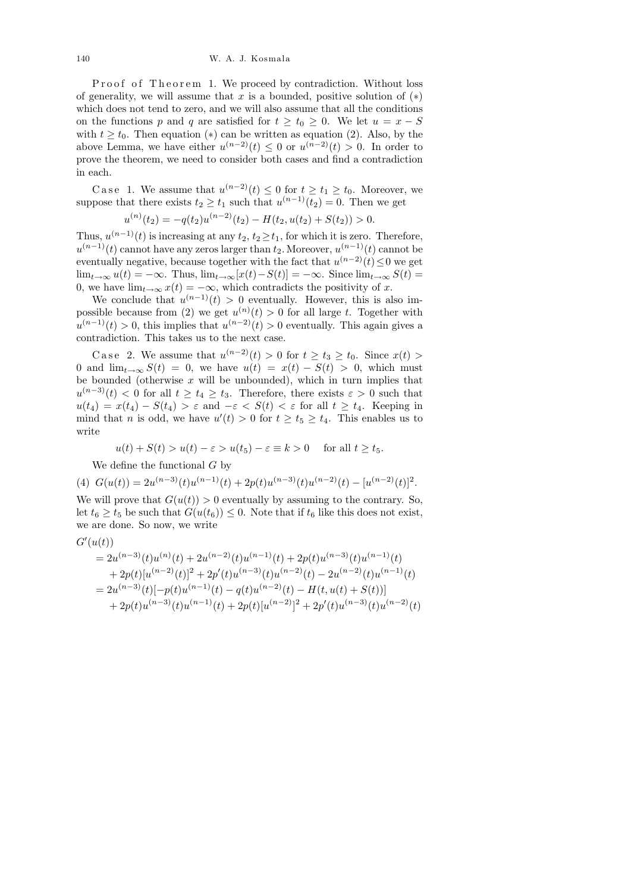Proof of Theorem 1. We proceed by contradiction. Without loss of generality, we will assume that $x$ is a bounded, positive solution of $(*)$ which does not tend to zero, and we will also assume that all the conditions on the functions $p$ and $q$ are satisfied for $t \geq t_0 \geq 0$. We let $u = x - S$ with $t \geq t_0$. Then equation $(*)$ can be written as equation (2). Also, by the above Lemma, we have either $u^{(n-2)}(t) \leq 0$ or $u^{(n-2)}(t) > 0$. In order to prove the theorem, we need to consider both cases and find a contradiction in each.

Case 1. We assume that $u^{(n-2)}(t) \leq 0$ for $t \geq t_1 \geq t_0$. Moreover, we suppose that there exists $t_2 \geq t_1$ such that $u^{(n-1)}(t_2) = 0$. Then we get

$$u^{(n)}(t_2) = -q(t_2)u^{(n-2)}(t_2) - H(t_2, u(t_2) + S(t_2)) > 0.$$

Thus, $u^{(n-1)}(t)$ is increasing at any $t_2$, $t_2 \geq t_1$, for which it is zero. Therefore, $u^{(n-1)}(t)$ cannot have any zeros larger than $t_2$. Moreover, $u^{(n-1)}(t)$ cannot be eventually negative, because together with the fact that $u^{(n-2)}(t) \leq 0$ we get $\lim_{t\to\infty} u(t) = -\infty$. Thus, $\lim_{t\to\infty}[x(t) - S(t)] = -\infty$. Since $\lim_{t\to\infty} S(t) = 0$, we have $\lim_{t\to\infty} x(t) = -\infty$, which contradicts the positivity of $x$.

We conclude that $u^{(n-1)}(t) > 0$ eventually. However, this is also impossible because from (2) we get $u^{(n)}(t) > 0$ for all large $t$. Together with $u^{(n-1)}(t) > 0$, this implies that $u^{(n-2)}(t) > 0$ eventually. This again gives a contradiction. This takes us to the next case.

Case 2. We assume that $u^{(n-2)}(t) > 0$ for $t \geq t_3 \geq t_0$. Since $x(t) > 0$ and $\lim_{t\to\infty} S(t) = 0$, we have $u(t) = x(t) - S(t) > 0$, which must be bounded (otherwise $x$ will be unbounded), which in turn implies that $u^{(n-3)}(t) < 0$ for all $t \geq t_4 \geq t_3$. Therefore, there exists $\varepsilon > 0$ such that $u(t_4) = x(t_4) - S(t_4) > \varepsilon$ and $-\varepsilon < S(t) < \varepsilon$ for all $t \geq t_4$. Keeping in mind that $n$ is odd, we have $u'(t) > 0$ for $t \geq t_5 \geq t_4$. This enables us to write

$$u(t) + S(t) > u(t) - \varepsilon > u(t_5) - \varepsilon \equiv k > 0 \quad \text{for all } t \geq t_5.$$

We define the functional $G$ by

$$G(u(t)) = 2u^{(n-3)}(t)u^{(n-1)}(t) + 2p(t)u^{(n-3)}(t)u^{(n-2)}(t) - [u^{(n-2)}(t)]^2. \tag{4}$$

We will prove that $G(u(t)) > 0$ eventually by assuming to the contrary. So, let $t_6 \geq t_5$ be such that $G(u(t_6)) \leq 0$. Note that if $t_6$ like this does not exist, we are done. So now, we write

$$\begin{aligned}
G'(u(t)) &= 2u^{(n-3)}(t)u^{(n)}(t) + 2u^{(n-2)}(t)u^{(n-1)}(t) + 2p(t)u^{(n-3)}(t)u^{(n-1)}(t) \\
&\quad + 2p(t)[u^{(n-2)}(t)]^2 + 2p'(t)u^{(n-3)}(t)u^{(n-2)}(t) - 2u^{(n-2)}(t)u^{(n-1)}(t) \\
&= 2u^{(n-3)}(t)[-p(t)u^{(n-1)}(t) - q(t)u^{(n-2)}(t) - H(t, u(t) + S(t))] \\
&\quad + 2p(t)u^{(n-3)}(t)u^{(n-1)}(t) + 2p(t)[u^{(n-2)}]^2 + 2p'(t)u^{(n-3)}(t)u^{(n-2)}(t)
\end{aligned}$$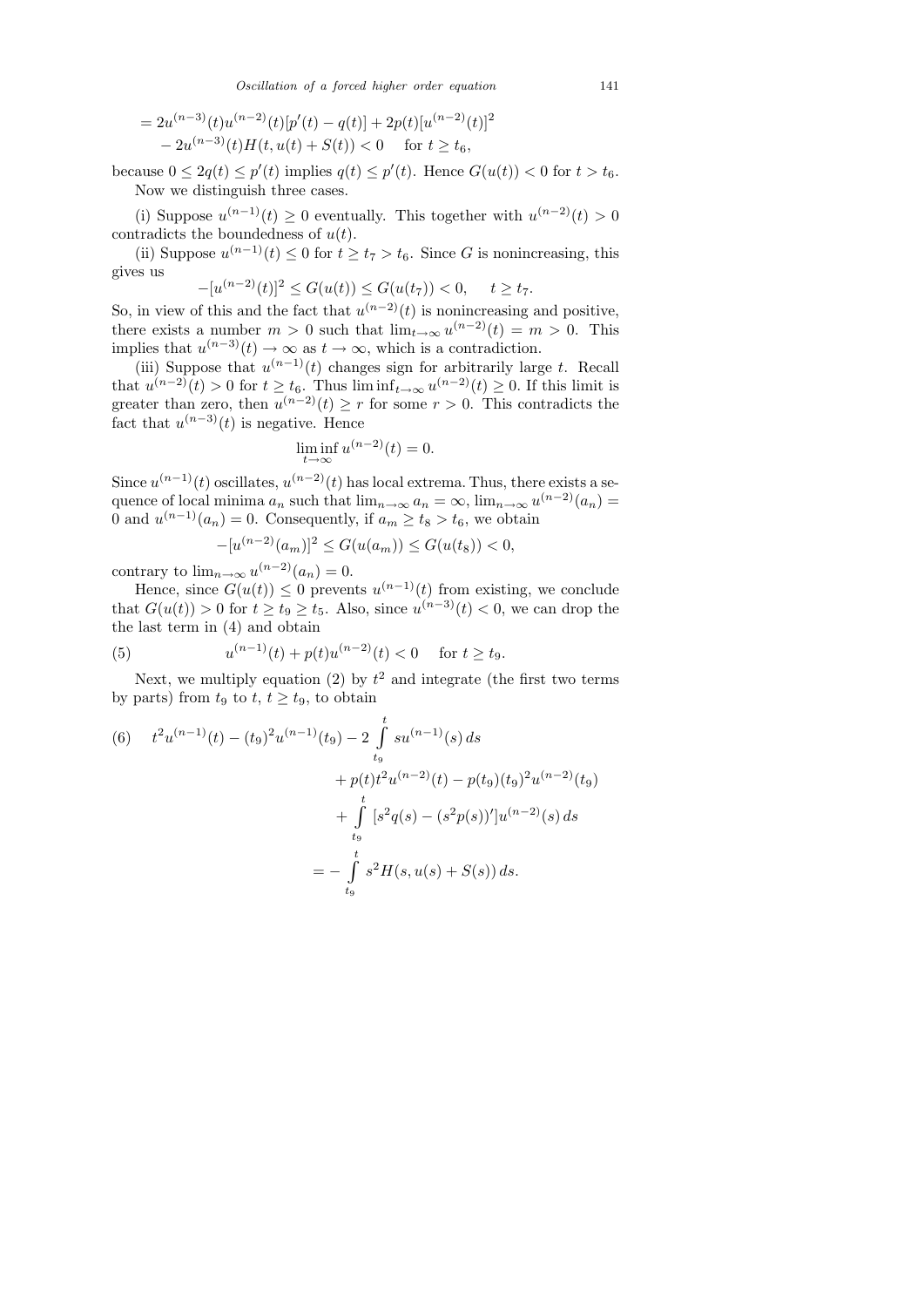$$= 2u^{(n-3)}(t)u^{(n-2)}(t)[p'(t) - q(t)] + 2p(t)[u^{(n-2)}(t)]^2 - 2u^{(n-3)}(t)H(t, u(t) + S(t)) < 0 \quad \text{for } t \geq t_6,$$

because $0 \leq 2q(t) \leq p'(t)$ implies $q(t) \leq p'(t)$. Hence $G(u(t)) < 0$ for $t > t_6$.

Now we distinguish three cases.

(i) Suppose $u^{(n-1)}(t) \geq 0$ eventually. This together with $u^{(n-2)}(t) > 0$ contradicts the boundedness of $u(t)$.

(ii) Suppose $u^{(n-1)}(t) \leq 0$ for $t \geq t_7 > t_6$. Since $G$ is nonincreasing, this gives us

$$-[u^{(n-2)}(t)]^2 \leq G(u(t)) \leq G(u(t_7)) < 0, \quad t \geq t_7.$$

So, in view of this and the fact that $u^{(n-2)}(t)$ is nonincreasing and positive, there exists a number $m > 0$ such that $\lim_{t\to\infty} u^{(n-2)}(t) = m > 0$. This implies that $u^{(n-3)}(t) \to \infty$ as $t \to \infty$, which is a contradiction.

(iii) Suppose that $u^{(n-1)}(t)$ changes sign for arbitrarily large $t$. Recall that $u^{(n-2)}(t) > 0$ for $t \geq t_6$. Thus $\liminf_{t\to\infty} u^{(n-2)}(t) \geq 0$. If this limit is greater than zero, then $u^{(n-2)}(t) \geq r$ for some $r > 0$. This contradicts the fact that $u^{(n-3)}(t)$ is negative. Hence

$$\liminf_{t\to\infty} u^{(n-2)}(t) = 0.$$

Since $u^{(n-1)}(t)$ oscillates, $u^{(n-2)}(t)$ has local extrema. Thus, there exists a sequence of local minima $a_n$ such that $\lim_{n\to\infty} a_n = \infty$, $\lim_{n\to\infty} u^{(n-2)}(a_n) = 0$ and $u^{(n-1)}(a_n) = 0$. Consequently, if $a_m \geq t_8 > t_6$, we obtain

$$-[u^{(n-2)}(a_m)]^2 \leq G(u(a_m)) \leq G(u(t_8)) < 0,$$

contrary to $\lim_{n\to\infty} u^{(n-2)}(a_n) = 0$.

Hence, since $G(u(t)) \leq 0$ prevents $u^{(n-1)}(t)$ from existing, we conclude that $G(u(t)) > 0$ for $t \geq t_9 \geq t_5$. Also, since $u^{(n-3)}(t) < 0$, we can drop the the last term in (4) and obtain

$$u^{(n-1)}(t) + p(t)u^{(n-2)}(t) < 0 \quad \text{for } t \geq t_9. \tag{5}$$

Next, we multiply equation (2) by $t^2$ and integrate (the first two terms by parts) from $t_9$ to $t$, $t \geq t_9$, to obtain

$$\begin{aligned} t^2u^{(n-1)}(t) - (t_9)^2u^{(n-1)}(t_9) &- 2\int_{t_9}^{t} su^{(n-1)}(s)\,ds \\ &+ p(t)t^2u^{(n-2)}(t) - p(t_9)(t_9)^2u^{(n-2)}(t_9) \\ &+ \int_{t_9}^{t} [s^2q(s) - (s^2p(s))']u^{(n-2)}(s)\,ds \\ &= -\int_{t_9}^{t} s^2H(s, u(s) + S(s))\,ds. \end{aligned} \tag{6}$$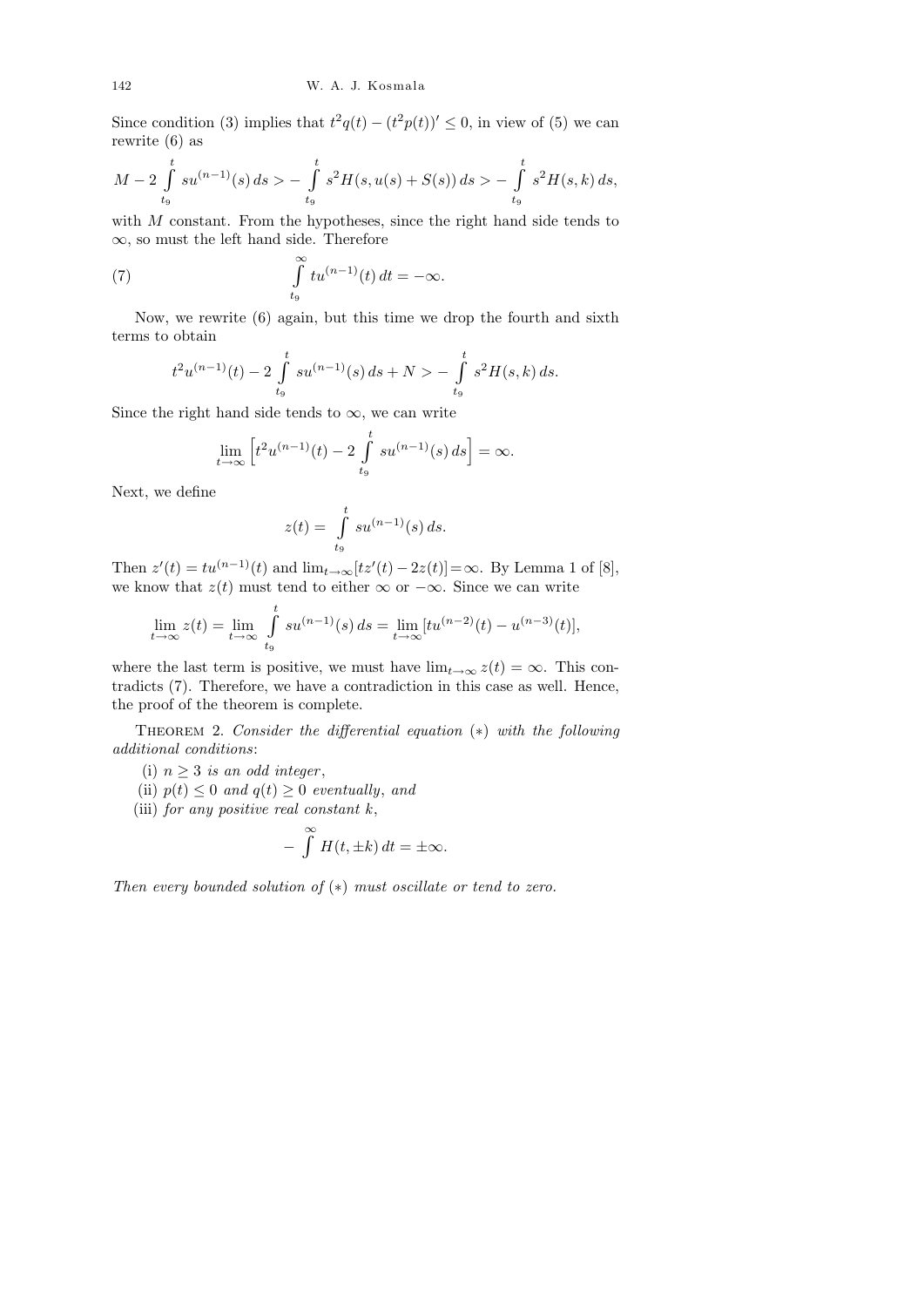Since condition (3) implies that $t^2 q(t) - (t^2 p(t))' \le 0$, in view of (5) we can rewrite (6) as

$$M - 2\int_{t_9}^{t} s u^{(n-1)}(s)\,ds > -\int_{t_9}^{t} s^2 H(s, u(s) + S(s))\,ds > -\int_{t_9}^{t} s^2 H(s,k)\,ds,$$

with $M$ constant. From the hypotheses, since the right hand side tends to $\infty$, so must the left hand side. Therefore

$$\int_{t_9}^{\infty} t u^{(n-1)}(t)\,dt = -\infty. \tag{7}$$

Now, we rewrite (6) again, but this time we drop the fourth and sixth terms to obtain

$$t^2 u^{(n-1)}(t) - 2\int_{t_9}^{t} s u^{(n-1)}(s)\,ds + N > -\int_{t_9}^{t} s^2 H(s,k)\,ds.$$

Since the right hand side tends to $\infty$, we can write

$$\lim_{t\to\infty}\Big[t^2 u^{(n-1)}(t) - 2\int_{t_9}^{t} s u^{(n-1)}(s)\,ds\Big] = \infty.$$

Next, we define

$$z(t) = \int_{t_9}^{t} s u^{(n-1)}(s)\,ds.$$

Then $z'(t) = t u^{(n-1)}(t)$ and $\lim_{t\to\infty}[t z'(t) - 2z(t)] = \infty$. By Lemma 1 of [8], we know that $z(t)$ must tend to either $\infty$ or $-\infty$. Since we can write

$$\lim_{t\to\infty} z(t) = \lim_{t\to\infty}\int_{t_9}^{t} s u^{(n-1)}(s)\,ds = \lim_{t\to\infty}[t u^{(n-2)}(t) - u^{(n-3)}(t)],$$

where the last term is positive, we must have $\lim_{t\to\infty} z(t) = \infty$. This contradicts (7). Therefore, we have a contradiction in this case as well. Hence, the proof of the theorem is complete.

THEOREM 2. *Consider the differential equation* $(*)$ *with the following additional conditions*:

(i) $n \ge 3$ *is an odd integer*,

(ii) $p(t) \le 0$ *and* $q(t) \ge 0$ *eventually*, *and*

(iii) *for any positive real constant* $k$,

$$-\int^{\infty} H(t, \pm k)\,dt = \pm\infty.$$

*Then every bounded solution of* $(*)$ *must oscillate or tend to zero.*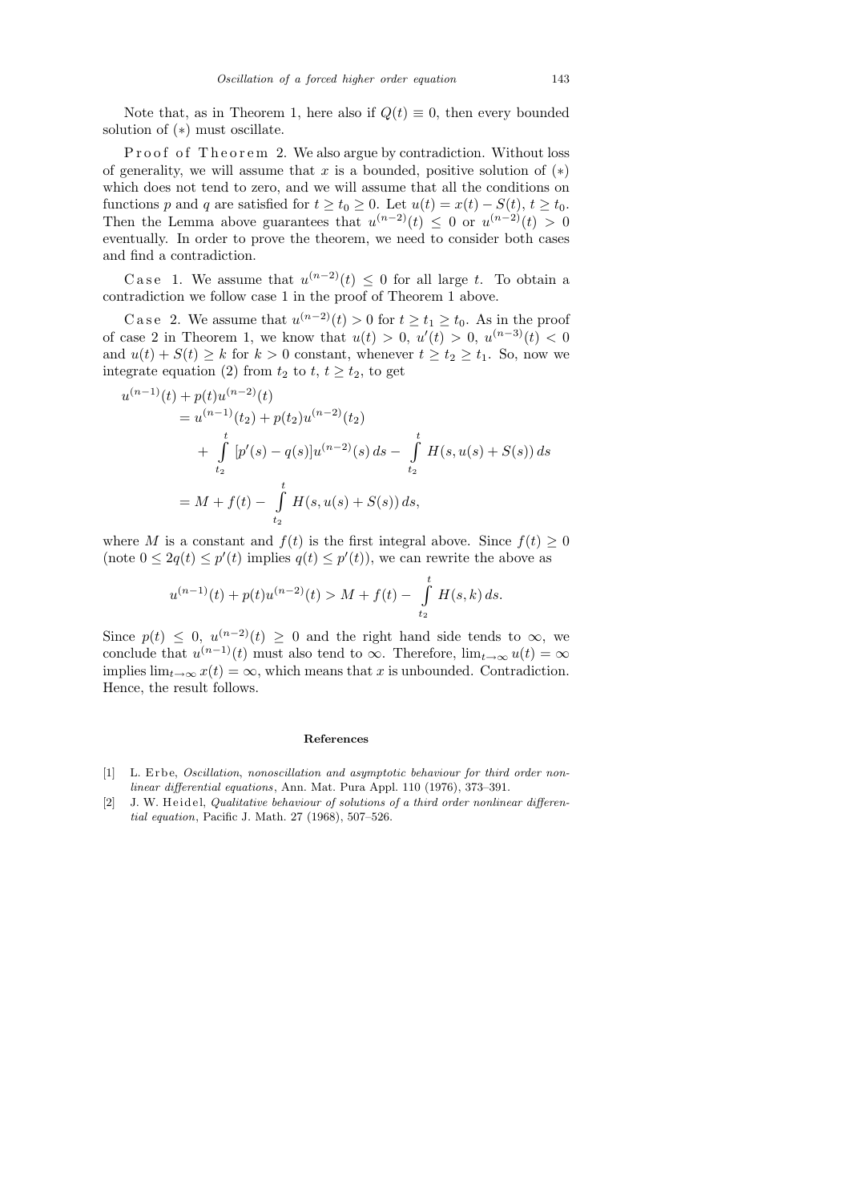Note that, as in Theorem 1, here also if $Q(t) \equiv 0$, then every bounded solution of $(*)$ must oscillate.

Proof of Theorem 2. We also argue by contradiction. Without loss of generality, we will assume that $x$ is a bounded, positive solution of $(*)$ which does not tend to zero, and we will assume that all the conditions on functions $p$ and $q$ are satisfied for $t \geq t_0 \geq 0$. Let $u(t) = x(t) - S(t)$, $t \geq t_0$. Then the Lemma above guarantees that $u^{(n-2)}(t) \leq 0$ or $u^{(n-2)}(t) > 0$ eventually. In order to prove the theorem, we need to consider both cases and find a contradiction.

Case 1. We assume that $u^{(n-2)}(t) \leq 0$ for all large $t$. To obtain a contradiction we follow case 1 in the proof of Theorem 1 above.

Case 2. We assume that $u^{(n-2)}(t) > 0$ for $t \geq t_1 \geq t_0$. As in the proof of case 2 in Theorem 1, we know that $u(t) > 0$, $u'(t) > 0$, $u^{(n-3)}(t) < 0$ and $u(t) + S(t) \geq k$ for $k > 0$ constant, whenever $t \geq t_2 \geq t_1$. So, now we integrate equation (2) from $t_2$ to $t$, $t \geq t_2$, to get

$$
\begin{aligned}
u^{(n-1)}(t) + p(t)u^{(n-2)}(t)
&= u^{(n-1)}(t_2) + p(t_2)u^{(n-2)}(t_2) \\
&\quad + \int_{t_2}^{t} [p'(s) - q(s)]u^{(n-2)}(s)\,ds - \int_{t_2}^{t} H(s, u(s) + S(s))\,ds \\
&= M + f(t) - \int_{t_2}^{t} H(s, u(s) + S(s))\,ds,
\end{aligned}
$$

where $M$ is a constant and $f(t)$ is the first integral above. Since $f(t) \geq 0$ (note $0 \leq 2q(t) \leq p'(t)$ implies $q(t) \leq p'(t)$), we can rewrite the above as

$$
u^{(n-1)}(t) + p(t)u^{(n-2)}(t) > M + f(t) - \int_{t_2}^{t} H(s, k)\,ds.
$$

Since $p(t) \leq 0$, $u^{(n-2)}(t) \geq 0$ and the right hand side tends to $\infty$, we conclude that $u^{(n-1)}(t)$ must also tend to $\infty$. Therefore, $\lim_{t\to\infty} u(t) = \infty$ implies $\lim_{t\to\infty} x(t) = \infty$, which means that $x$ is unbounded. Contradiction. Hence, the result follows.

## References

[1] L. Erbe, *Oscillation, nonoscillation and asymptotic behaviour for third order nonlinear differential equations*, Ann. Mat. Pura Appl. 110 (1976), 373–391.

[2] J. W. Heidel, *Qualitative behaviour of solutions of a third order nonlinear differential equation*, Pacific J. Math. 27 (1968), 507–526.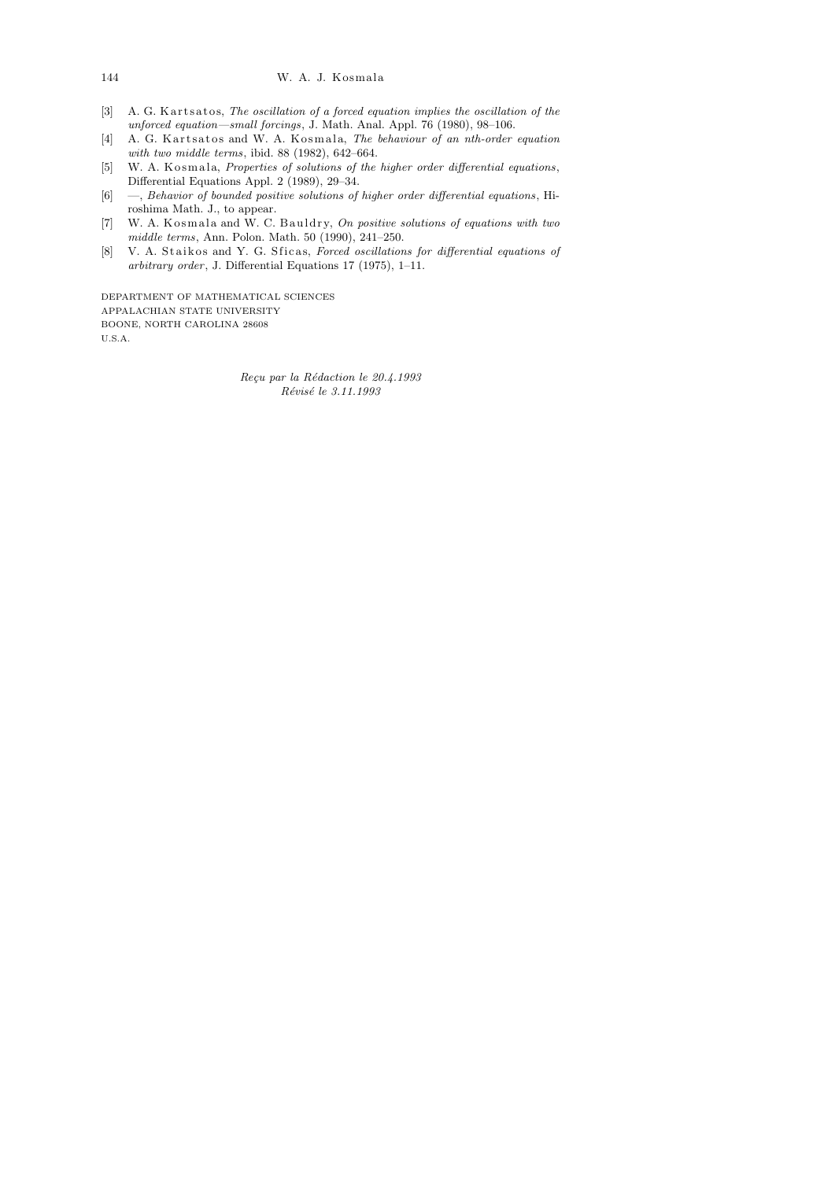[3] A. G. Kartsatos, *The oscillation of a forced equation implies the oscillation of the unforced equation—small forcings*, J. Math. Anal. Appl. 76 (1980), 98–106.

[4] A. G. Kartsatos and W. A. Kosmala, *The behaviour of an nth-order equation with two middle terms*, ibid. 88 (1982), 642–664.

[5] W. A. Kosmala, *Properties of solutions of the higher order differential equations*, Differential Equations Appl. 2 (1989), 29–34.

[6] —, *Behavior of bounded positive solutions of higher order differential equations*, Hiroshima Math. J., to appear.

[7] W. A. Kosmala and W. C. Bauldry, *On positive solutions of equations with two middle terms*, Ann. Polon. Math. 50 (1990), 241–250.

[8] V. A. Staikos and Y. G. Sficas, *Forced oscillations for differential equations of arbitrary order*, J. Differential Equations 17 (1975), 1–11.

DEPARTMENT OF MATHEMATICAL SCIENCES
APPALACHIAN STATE UNIVERSITY
BOONE, NORTH CAROLINA 28608
U.S.A.

*Reçu par la Rédaction le 20.4.1993*
*Révisé le 3.11.1993*